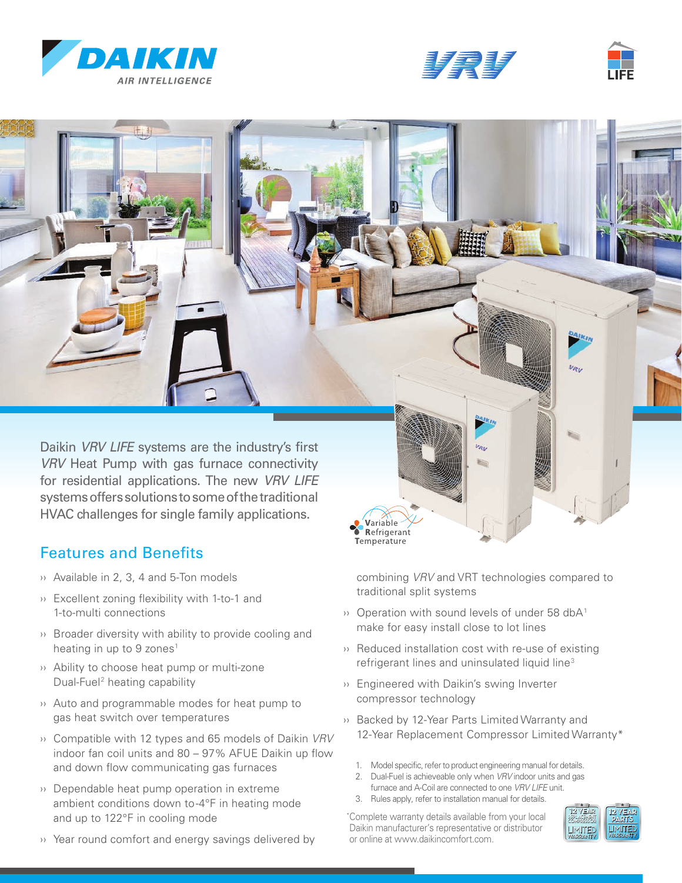Daikin *VRV LIFE* systems are the industry's first *VRV* Heat Pump with gas furnace connectivity for residential applications. The new *VRV LIFE* systems offers solutions to some of the traditional HVAC challenges for single family applications.

Variable Refrigerant Temperature

## Features and Benefits

- Available in 2, 3, 4 and 5-Ton models
- Excellent zoning flexibility with 1-to-1 and 1-to-multi connections
- Broader diversity with ability to provide cooling and heating in up to 9 zones[1]
- Ability to choose heat pump or multi-zone Dual-Fuel[2] heating capability
- Auto and programmable modes for heat pump to gas heat switch over temperatures
- Compatible with 12 types and 65 models of Daikin *VRV* indoor fan coil units and 80 – 97% AFUE Daikin up flow and down flow communicating gas furnaces
- Dependable heat pump operation in extreme ambient conditions down to -4°F in heating mode and up to 122°F in cooling mode
- Year round comfort and energy savings delivered by combining *VRV* and VRT technologies compared to traditional split systems
- Operation with sound levels of under 58 dbA[1] make for easy install close to lot lines
- Reduced installation cost with re-use of existing refrigerant lines and uninsulated liquid line[3]
- Engineered with Daikin's swing Inverter compressor technology
- Backed by 12-Year Parts Limited Warranty and 12-Year Replacement Compressor Limited Warranty*

1. Model specific, refer to product engineering manual for details.
2. Dual-Fuel is achieveable only when *VRV* indoor units and gas furnace and A-Coil are connected to one *VRV LIFE* unit.
3. Rules apply, refer to installation manual for details.

*Complete warranty details available from your local Daikin manufacturer's representative or distributor or online at www.daikincomfort.com.

12 YEAR REPLACEMENT COMPRESSOR LIMITED WARRANTY

12 YEAR PARTS LIMITED WARRANTY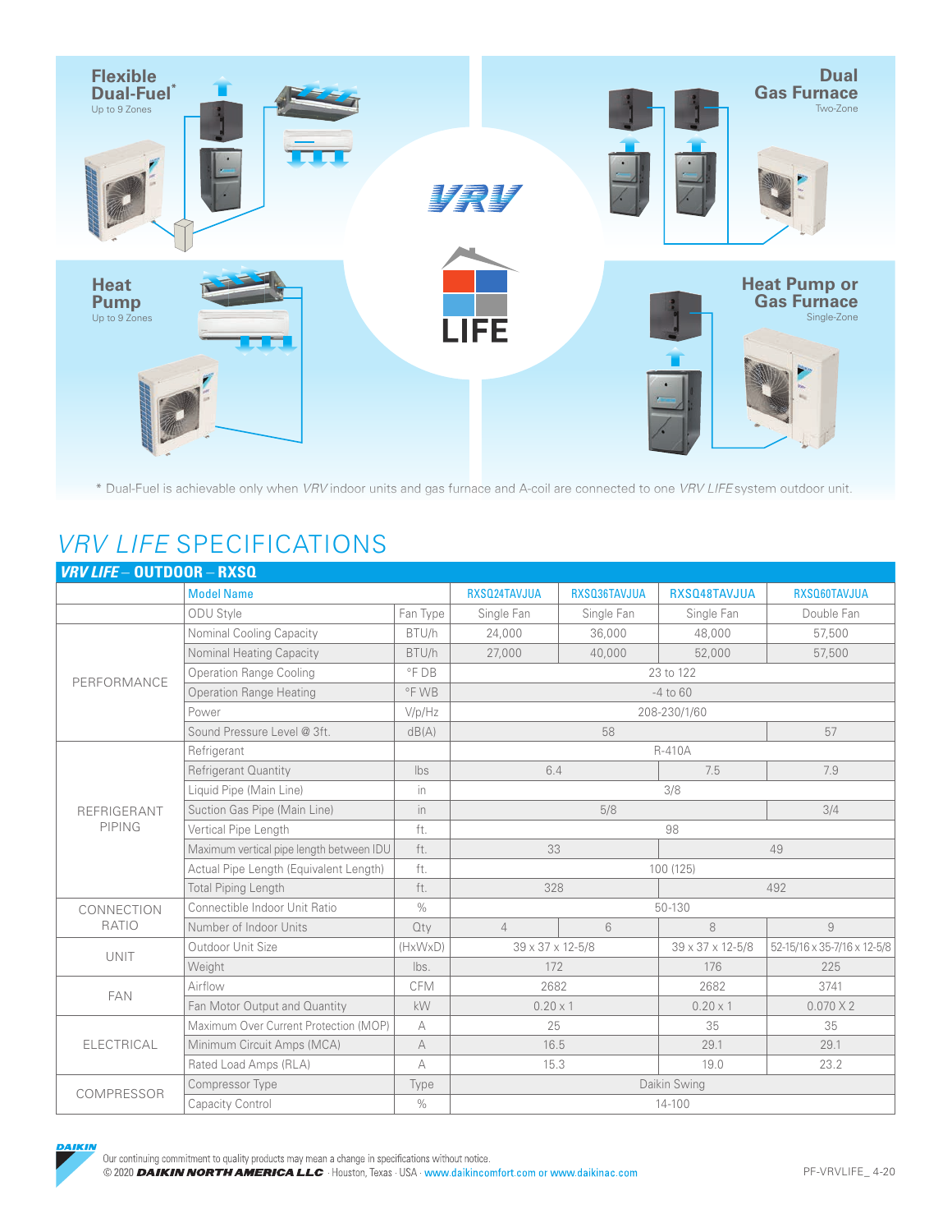**Flexible Dual-Fuel***
Up to 9 Zones

**Dual Gas Furnace**
Two-Zone

**Heat Pump**
Up to 9 Zones

**Heat Pump or Gas Furnace**
Single-Zone

VRV

LIFE

* Dual-Fuel is achievable only when *VRV* indoor units and gas furnace and A-coil are connected to one *VRV LIFE* system outdoor unit.

# *VRV LIFE* SPECIFICATIONS

| ***VRV LIFE* – OUTDOOR – RXSQ** | | | | | | |
|---|---|---|---|---|---|---|
| | Model Name | | RXSQ24TAVJUA | RXSQ36TAVJUA | RXSQ48TAVJUA | RXSQ60TAVJUA |
| | ODU Style | Fan Type | Single Fan | Single Fan | Single Fan | Double Fan |
| PERFORMANCE | Nominal Cooling Capacity | BTU/h | 24,000 | 36,000 | 48,000 | 57,500 |
| | Nominal Heating Capacity | BTU/h | 27,000 | 40,000 | 52,000 | 57,500 |
| | Operation Range Cooling | °F DB | 23 to 122 | | | |
| | Operation Range Heating | °F WB | -4 to 60 | | | |
| | Power | V/p/Hz | 208-230/1/60 | | | |
| | Sound Pressure Level @ 3ft. | dB(A) | 58 | | | 57 |
| REFRIGERANT PIPING | Refrigerant | | R-410A | | | |
| | Refrigerant Quantity | lbs | 6.4 | | 7.5 | 7.9 |
| | Liquid Pipe (Main Line) | in | 3/8 | | | |
| | Suction Gas Pipe (Main Line) | in | 5/8 | | | 3/4 |
| | Vertical Pipe Length | ft. | 98 | | | |
| | Maximum vertical pipe length between IDU | ft. | 33 | | 49 | |
| | Actual Pipe Length (Equivalent Length) | ft. | 100 (125) | | | |
| | Total Piping Length | ft. | 328 | | 492 | |
| CONNECTION RATIO | Connectible Indoor Unit Ratio | % | 50-130 | | | |
| | Number of Indoor Units | Qty | 4 | 6 | 8 | 9 |
| UNIT | Outdoor Unit Size | (HxWxD) | 39 x 37 x 12-5/8 | | 39 x 37 x 12-5/8 | 52-15/16 x 35-7/16 x 12-5/8 |
| | Weight | lbs. | 172 | | 176 | 225 |
| FAN | Airflow | CFM | 2682 | | 2682 | 3741 |
| | Fan Motor Output and Quantity | kW | 0.20 x 1 | | 0.20 x 1 | 0.070 X 2 |
| ELECTRICAL | Maximum Over Current Protection (MOP) | A | 25 | | 35 | 35 |
| | Minimum Circuit Amps (MCA) | A | 16.5 | | 29.1 | 29.1 |
| | Rated Load Amps (RLA) | A | 15.3 | | 19.0 | 23.2 |
| COMPRESSOR | Compressor Type | Type | Daikin Swing | | | |
| | Capacity Control | % | 14-100 | | | |

DAIKIN

Our continuing commitment to quality products may mean a change in specifications without notice.
© 2020 **DAIKIN NORTH AMERICA LLC** · Houston, Texas · USA · www.daikincomfort.com or www.daikinac.com

PF-VRVLIFE_ 4-20